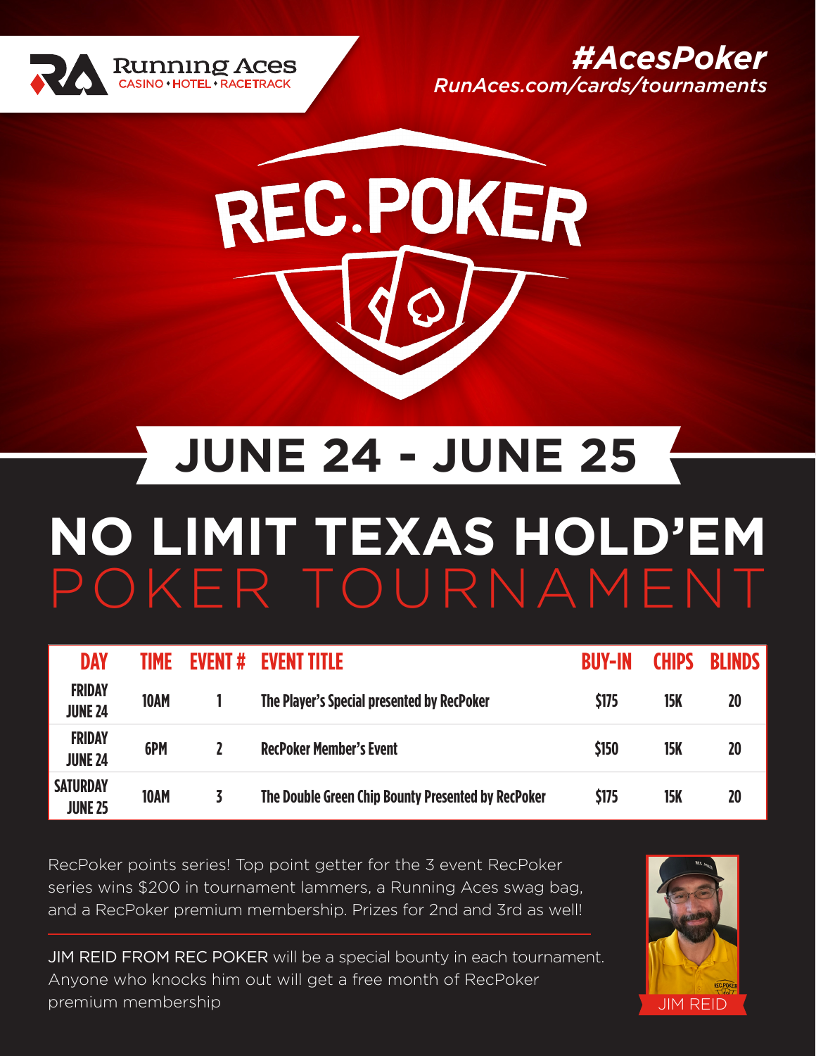Running Aces
CASINO • HOTEL • RACETRACK

#AcesPoker
RunAces.com/cards/tournaments

# REC.POKER

## JUNE 24 - JUNE 25

# NO LIMIT TEXAS HOLD'EM POKER TOURNAMENT

| DAY | TIME | EVENT # | EVENT TITLE | BUY-IN | CHIPS | BLINDS |
| --- | --- | --- | --- | --- | --- | --- |
| FRIDAY JUNE 24 | 10AM | 1 | The Player's Special presented by RecPoker | $175 | 15K | 20 |
| FRIDAY JUNE 24 | 6PM | 2 | RecPoker Member's Event | $150 | 15K | 20 |
| SATURDAY JUNE 25 | 10AM | 3 | The Double Green Chip Bounty Presented by RecPoker | $175 | 15K | 20 |

RecPoker points series! Top point getter for the 3 event RecPoker series wins $200 in tournament lammers, a Running Aces swag bag, and a RecPoker premium membership. Prizes for 2nd and 3rd as well!

JIM REID FROM REC POKER will be a special bounty in each tournament. Anyone who knocks him out will get a free month of RecPoker premium membership

JIM REID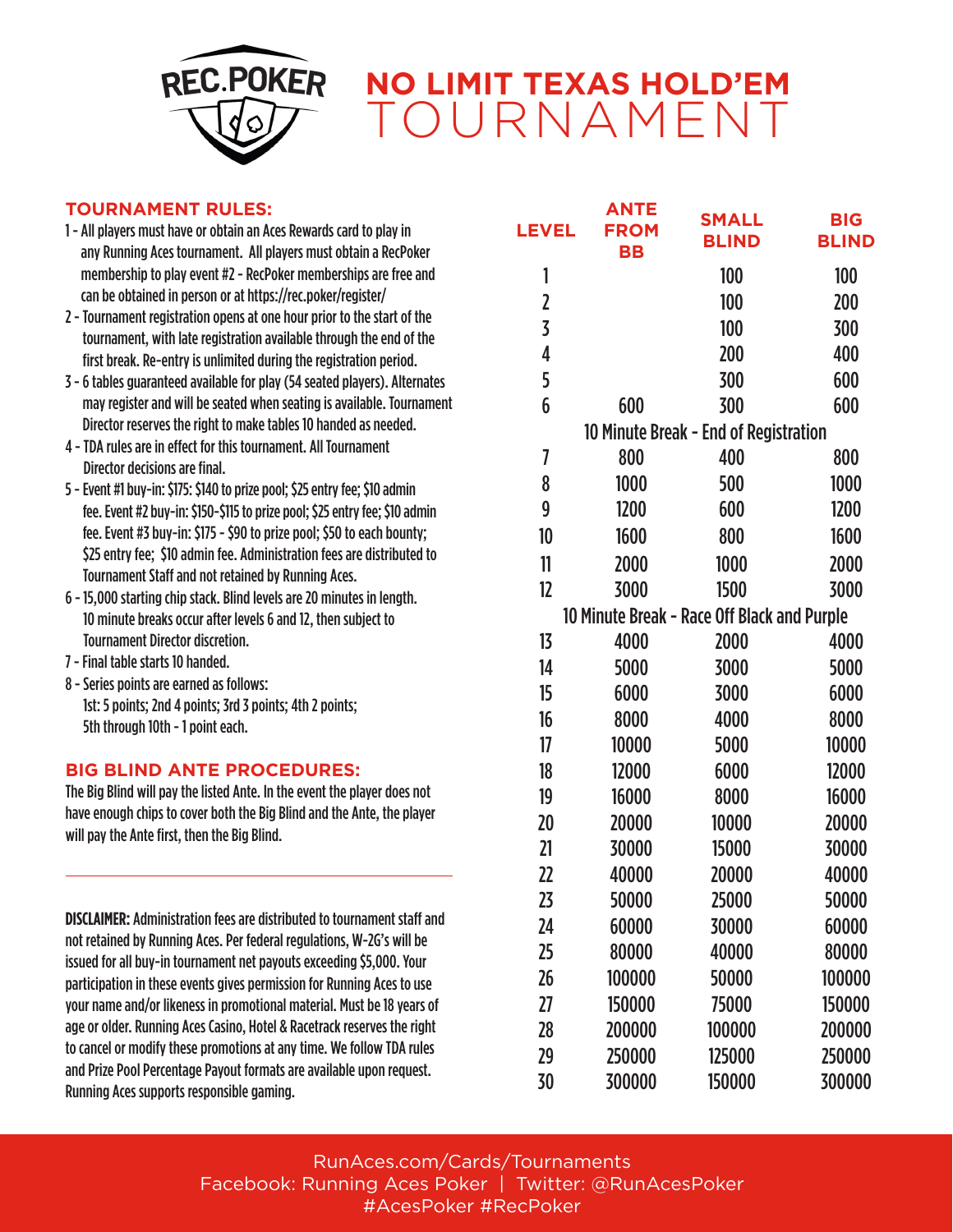REC.POKER

# NO LIMIT TEXAS HOLD'EM TOURNAMENT

## TOURNAMENT RULES:

1 - All players must have or obtain an Aces Rewards card to play in any Running Aces tournament. All players must obtain a RecPoker membership to play event #2 - RecPoker memberships are free and can be obtained in person or at https://rec.poker/register/

2 - Tournament registration opens at one hour prior to the start of the tournament, with late registration available through the end of the first break. Re-entry is unlimited during the registration period.

3 - 6 tables guaranteed available for play (54 seated players). Alternates may register and will be seated when seating is available. Tournament Director reserves the right to make tables 10 handed as needed.

4 - TDA rules are in effect for this tournament. All Tournament Director decisions are final.

5 - Event #1 buy-in: $175: $140 to prize pool; $25 entry fee; $10 admin fee. Event #2 buy-in: $150-$115 to prize pool; $25 entry fee; $10 admin fee. Event #3 buy-in: $175 - $90 to prize pool; $50 to each bounty; $25 entry fee; $10 admin fee. Administration fees are distributed to Tournament Staff and not retained by Running Aces.

6 - 15,000 starting chip stack. Blind levels are 20 minutes in length. 10 minute breaks occur after levels 6 and 12, then subject to Tournament Director discretion.

7 - Final table starts 10 handed.

8 - Series points are earned as follows:
1st: 5 points; 2nd 4 points; 3rd 3 points; 4th 2 points;
5th through 10th - 1 point each.

## BIG BLIND ANTE PROCEDURES:

The Big Blind will pay the listed Ante. In the event the player does not have enough chips to cover both the Big Blind and the Ante, the player will pay the Ante first, then the Big Blind.

---

**DISCLAIMER:** Administration fees are distributed to tournament staff and not retained by Running Aces. Per federal regulations, W-2G's will be issued for all buy-in tournament net payouts exceeding $5,000. Your participation in these events gives permission for Running Aces to use your name and/or likeness in promotional material. Must be 18 years of age or older. Running Aces Casino, Hotel & Racetrack reserves the right to cancel or modify these promotions at any time. We follow TDA rules and Prize Pool Percentage Payout formats are available upon request. Running Aces supports responsible gaming.

| LEVEL | ANTE FROM BB | SMALL BLIND | BIG BLIND |
|---|---|---|---|
| 1 | | 100 | 100 |
| 2 | | 100 | 200 |
| 3 | | 100 | 300 |
| 4 | | 200 | 400 |
| 5 | | 300 | 600 |
| 6 | 600 | 300 | 600 |
| 10 Minute Break - End of Registration | | | |
| 7 | 800 | 400 | 800 |
| 8 | 1000 | 500 | 1000 |
| 9 | 1200 | 600 | 1200 |
| 10 | 1600 | 800 | 1600 |
| 11 | 2000 | 1000 | 2000 |
| 12 | 3000 | 1500 | 3000 |
| 10 Minute Break - Race Off Black and Purple | | | |
| 13 | 4000 | 2000 | 4000 |
| 14 | 5000 | 3000 | 5000 |
| 15 | 6000 | 3000 | 6000 |
| 16 | 8000 | 4000 | 8000 |
| 17 | 10000 | 5000 | 10000 |
| 18 | 12000 | 6000 | 12000 |
| 19 | 16000 | 8000 | 16000 |
| 20 | 20000 | 10000 | 20000 |
| 21 | 30000 | 15000 | 30000 |
| 22 | 40000 | 20000 | 40000 |
| 23 | 50000 | 25000 | 50000 |
| 24 | 60000 | 30000 | 60000 |
| 25 | 80000 | 40000 | 80000 |
| 26 | 100000 | 50000 | 100000 |
| 27 | 150000 | 75000 | 150000 |
| 28 | 200000 | 100000 | 200000 |
| 29 | 250000 | 125000 | 250000 |
| 30 | 300000 | 150000 | 300000 |

RunAces.com/Cards/Tournaments
Facebook: Running Aces Poker | Twitter: @RunAcesPoker
#AcesPoker #RecPoker